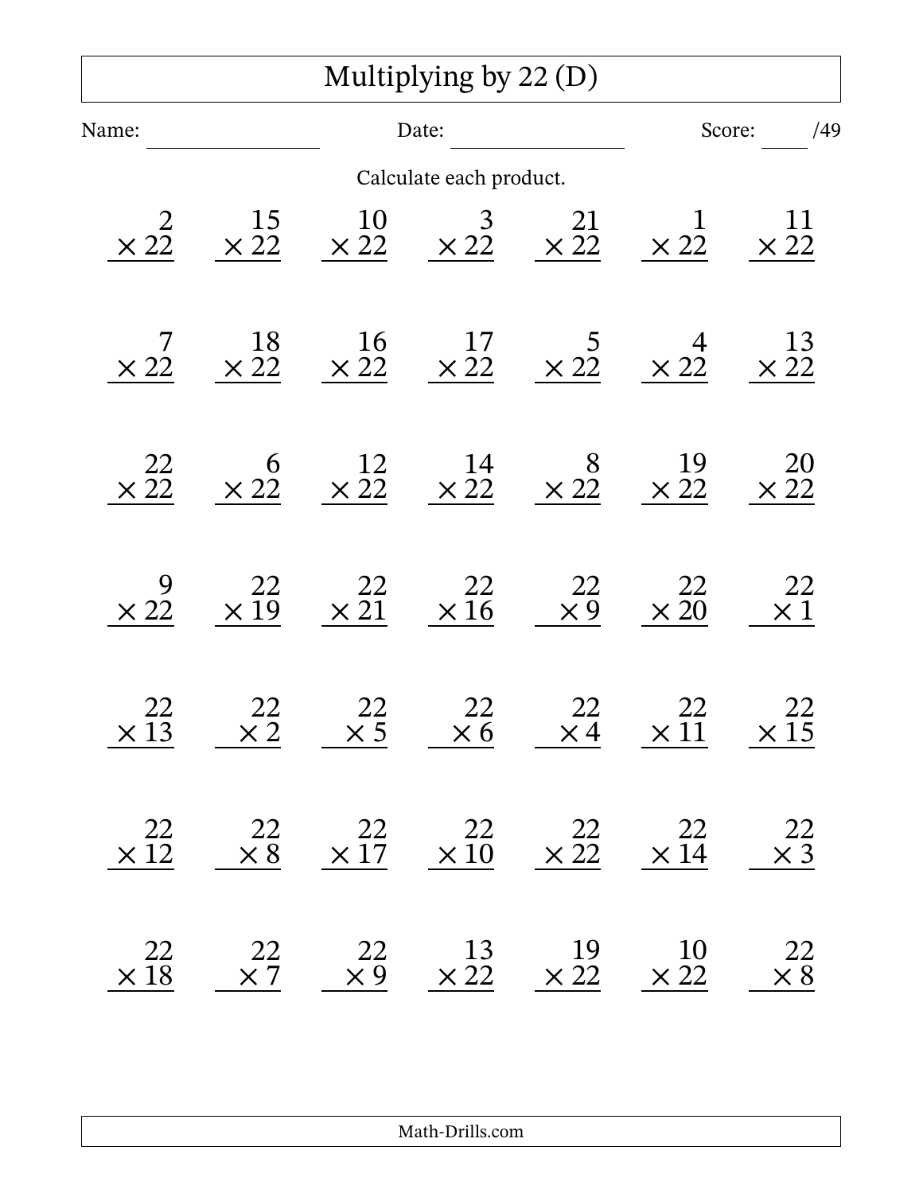# Multiplying by 22 (D)

Name: ________________ Date: ________________ Score: ____ /49

Calculate each product.

| | | | | | | |
|---|---|---|---|---|---|---|
| $2 \times 22$ | $15 \times 22$ | $10 \times 22$ | $3 \times 22$ | $21 \times 22$ | $1 \times 22$ | $11 \times 22$ |
| $7 \times 22$ | $18 \times 22$ | $16 \times 22$ | $17 \times 22$ | $5 \times 22$ | $4 \times 22$ | $13 \times 22$ |
| $22 \times 22$ | $6 \times 22$ | $12 \times 22$ | $14 \times 22$ | $8 \times 22$ | $19 \times 22$ | $20 \times 22$ |
| $9 \times 22$ | $22 \times 19$ | $22 \times 21$ | $22 \times 16$ | $22 \times 9$ | $22 \times 20$ | $22 \times 1$ |
| $22 \times 13$ | $22 \times 2$ | $22 \times 5$ | $22 \times 6$ | $22 \times 4$ | $22 \times 11$ | $22 \times 15$ |
| $22 \times 12$ | $22 \times 8$ | $22 \times 17$ | $22 \times 10$ | $22 \times 22$ | $22 \times 14$ | $22 \times 3$ |
| $22 \times 18$ | $22 \times 7$ | $22 \times 9$ | $13 \times 22$ | $19 \times 22$ | $10 \times 22$ | $22 \times 8$ |

Math-Drills.com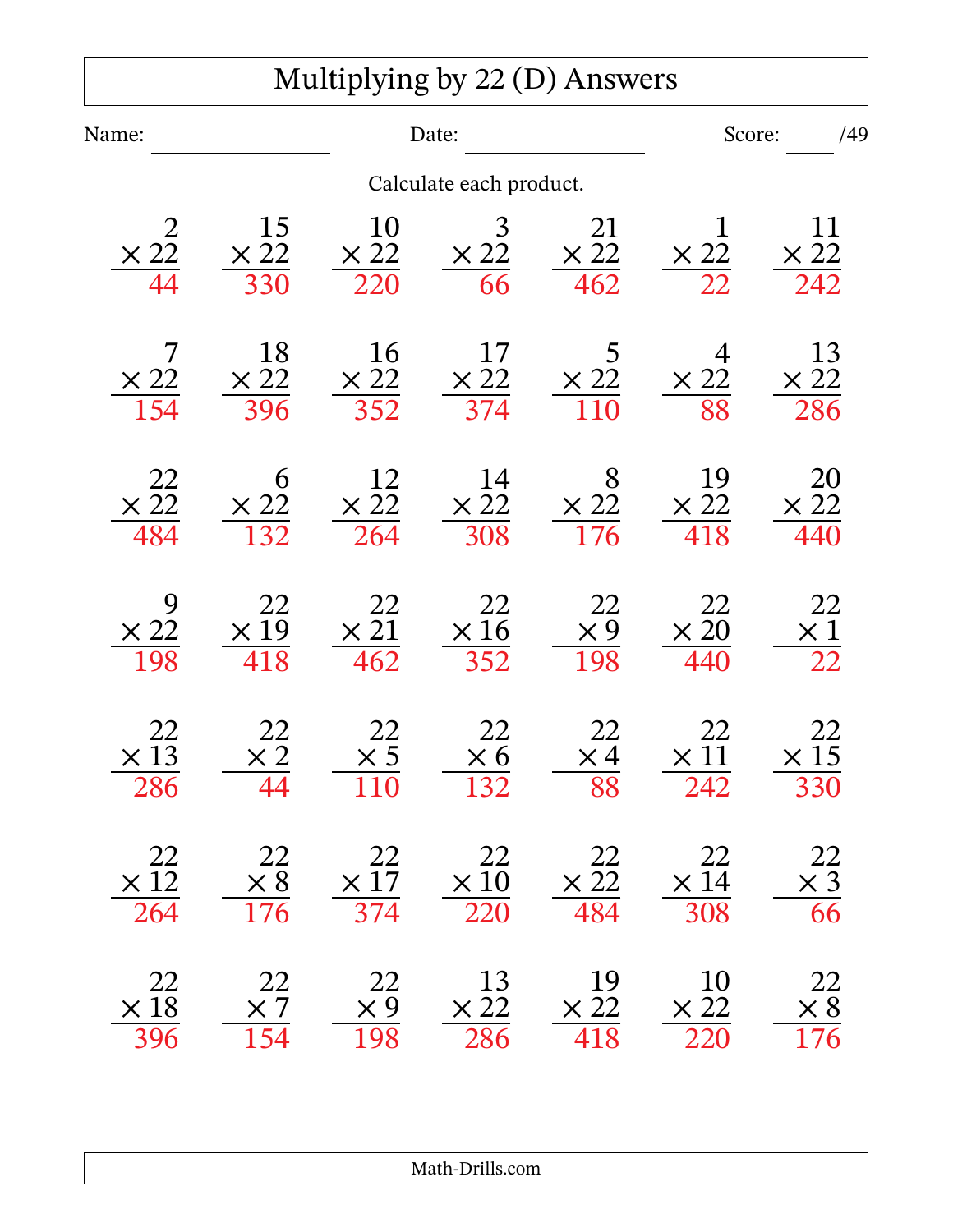# Multiplying by 22 (D) Answers

Name: ______________ Date: ______________ Score: ____ /49

Calculate each product.

| | | | | | | |
|---|---|---|---|---|---|---|
| $2 \times 22 = 44$ | $15 \times 22 = 330$ | $10 \times 22 = 220$ | $3 \times 22 = 66$ | $21 \times 22 = 462$ | $1 \times 22 = 22$ | $11 \times 22 = 242$ |
| $7 \times 22 = 154$ | $18 \times 22 = 396$ | $16 \times 22 = 352$ | $17 \times 22 = 374$ | $5 \times 22 = 110$ | $4 \times 22 = 88$ | $13 \times 22 = 286$ |
| $22 \times 22 = 484$ | $6 \times 22 = 132$ | $12 \times 22 = 264$ | $14 \times 22 = 308$ | $8 \times 22 = 176$ | $19 \times 22 = 418$ | $20 \times 22 = 440$ |
| $9 \times 22 = 198$ | $22 \times 19 = 418$ | $22 \times 21 = 462$ | $22 \times 16 = 352$ | $22 \times 9 = 198$ | $22 \times 20 = 440$ | $22 \times 1 = 22$ |
| $22 \times 13 = 286$ | $22 \times 2 = 44$ | $22 \times 5 = 110$ | $22 \times 6 = 132$ | $22 \times 4 = 88$ | $22 \times 11 = 242$ | $22 \times 15 = 330$ |
| $22 \times 12 = 264$ | $22 \times 8 = 176$ | $22 \times 17 = 374$ | $22 \times 10 = 220$ | $22 \times 22 = 484$ | $22 \times 14 = 308$ | $22 \times 3 = 66$ |
| $22 \times 18 = 396$ | $22 \times 7 = 154$ | $22 \times 9 = 198$ | $13 \times 22 = 286$ | $19 \times 22 = 418$ | $10 \times 22 = 220$ | $22 \times 8 = 176$ |

Math-Drills.com